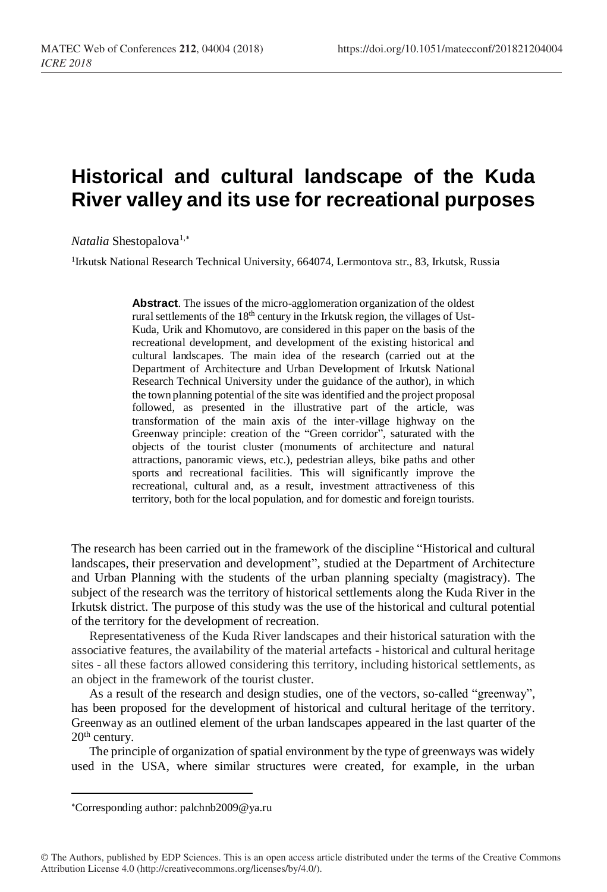# Historical and cultural landscape of the Kuda River valley and its use for recreational purposes

*Natalia* Shestopalova[1,*]

[1]Irkutsk National Research Technical University, 664074, Lermontova str., 83, Irkutsk, Russia

**Abstract**. The issues of the micro-agglomeration organization of the oldest rural settlements of the 18th century in the Irkutsk region, the villages of Ust-Kuda, Urik and Khomutovo, are considered in this paper on the basis of the recreational development, and development of the existing historical and cultural landscapes. The main idea of the research (carried out at the Department of Architecture and Urban Development of Irkutsk National Research Technical University under the guidance of the author), in which the town planning potential of the site was identified and the project proposal followed, as presented in the illustrative part of the article, was transformation of the main axis of the inter-village highway on the Greenway principle: creation of the "Green corridor", saturated with the objects of the tourist cluster (monuments of architecture and natural attractions, panoramic views, etc.), pedestrian alleys, bike paths and other sports and recreational facilities. This will significantly improve the recreational, cultural and, as a result, investment attractiveness of this territory, both for the local population, and for domestic and foreign tourists.

The research has been carried out in the framework of the discipline "Historical and cultural landscapes, their preservation and development", studied at the Department of Architecture and Urban Planning with the students of the urban planning specialty (magistracy). The subject of the research was the territory of historical settlements along the Kuda River in the Irkutsk district. The purpose of this study was the use of the historical and cultural potential of the territory for the development of recreation.

Representativeness of the Kuda River landscapes and their historical saturation with the associative features, the availability of the material artefacts - historical and cultural heritage sites - all these factors allowed considering this territory, including historical settlements, as an object in the framework of the tourist cluster.

As a result of the research and design studies, one of the vectors, so-called "greenway", has been proposed for the development of historical and cultural heritage of the territory. Greenway as an outlined element of the urban landscapes appeared in the last quarter of the 20th century.

The principle of organization of spatial environment by the type of greenways was widely used in the USA, where similar structures were created, for example, in the urban

*Corresponding author: palchnb2009@ya.ru

© The Authors, published by EDP Sciences. This is an open access article distributed under the terms of the Creative Commons Attribution License 4.0 (http://creativecommons.org/licenses/by/4.0/).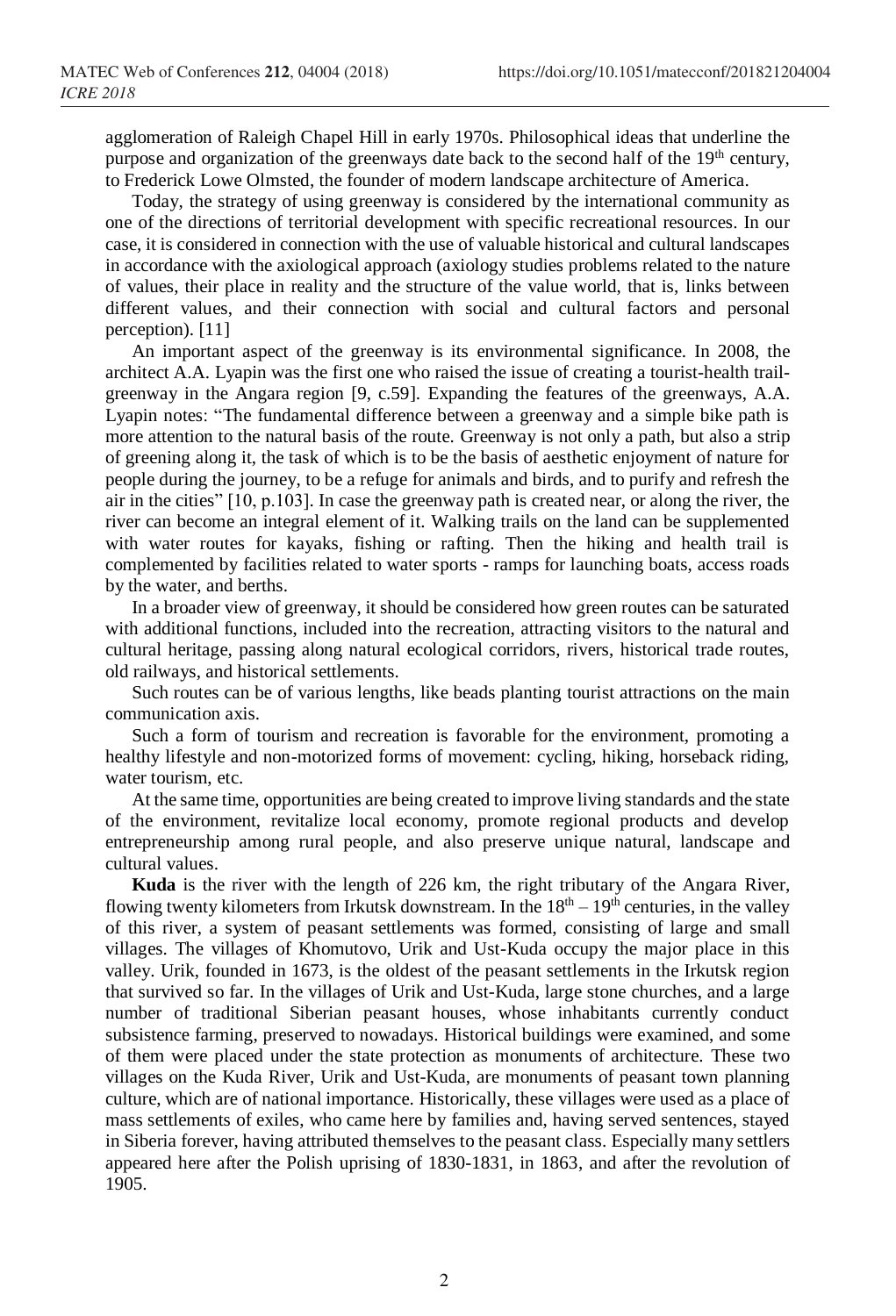agglomeration of Raleigh Chapel Hill in early 1970s. Philosophical ideas that underline the purpose and organization of the greenways date back to the second half of the 19th century, to Frederick Lowe Olmsted, the founder of modern landscape architecture of America.

Today, the strategy of using greenway is considered by the international community as one of the directions of territorial development with specific recreational resources. In our case, it is considered in connection with the use of valuable historical and cultural landscapes in accordance with the axiological approach (axiology studies problems related to the nature of values, their place in reality and the structure of the value world, that is, links between different values, and their connection with social and cultural factors and personal perception). [11]

An important aspect of the greenway is its environmental significance. In 2008, the architect A.A. Lyapin was the first one who raised the issue of creating a tourist-health trail-greenway in the Angara region [9, c.59]. Expanding the features of the greenways, A.A. Lyapin notes: "The fundamental difference between a greenway and a simple bike path is more attention to the natural basis of the route. Greenway is not only a path, but also a strip of greening along it, the task of which is to be the basis of aesthetic enjoyment of nature for people during the journey, to be a refuge for animals and birds, and to purify and refresh the air in the cities" [10, p.103]. In case the greenway path is created near, or along the river, the river can become an integral element of it. Walking trails on the land can be supplemented with water routes for kayaks, fishing or rafting. Then the hiking and health trail is complemented by facilities related to water sports - ramps for launching boats, access roads by the water, and berths.

In a broader view of greenway, it should be considered how green routes can be saturated with additional functions, included into the recreation, attracting visitors to the natural and cultural heritage, passing along natural ecological corridors, rivers, historical trade routes, old railways, and historical settlements.

Such routes can be of various lengths, like beads planting tourist attractions on the main communication axis.

Such a form of tourism and recreation is favorable for the environment, promoting a healthy lifestyle and non-motorized forms of movement: cycling, hiking, horseback riding, water tourism, etc.

At the same time, opportunities are being created to improve living standards and the state of the environment, revitalize local economy, promote regional products and develop entrepreneurship among rural people, and also preserve unique natural, landscape and cultural values.

**Kuda** is the river with the length of 226 km, the right tributary of the Angara River, flowing twenty kilometers from Irkutsk downstream. In the 18th – 19th centuries, in the valley of this river, a system of peasant settlements was formed, consisting of large and small villages. The villages of Khomutovo, Urik and Ust-Kuda occupy the major place in this valley. Urik, founded in 1673, is the oldest of the peasant settlements in the Irkutsk region that survived so far. In the villages of Urik and Ust-Kuda, large stone churches, and a large number of traditional Siberian peasant houses, whose inhabitants currently conduct subsistence farming, preserved to nowadays. Historical buildings were examined, and some of them were placed under the state protection as monuments of architecture. These two villages on the Kuda River, Urik and Ust-Kuda, are monuments of peasant town planning culture, which are of national importance. Historically, these villages were used as a place of mass settlements of exiles, who came here by families and, having served sentences, stayed in Siberia forever, having attributed themselves to the peasant class. Especially many settlers appeared here after the Polish uprising of 1830-1831, in 1863, and after the revolution of 1905.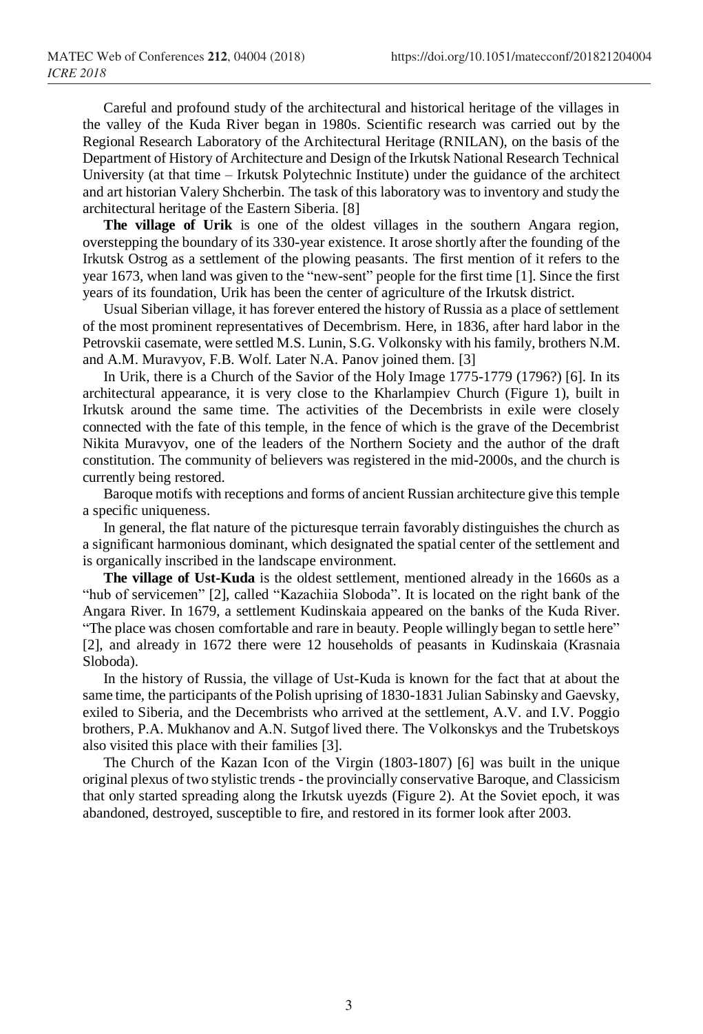Careful and profound study of the architectural and historical heritage of the villages in the valley of the Kuda River began in 1980s. Scientific research was carried out by the Regional Research Laboratory of the Architectural Heritage (RNILAN), on the basis of the Department of History of Architecture and Design of the Irkutsk National Research Technical University (at that time – Irkutsk Polytechnic Institute) under the guidance of the architect and art historian Valery Shcherbin. The task of this laboratory was to inventory and study the architectural heritage of the Eastern Siberia. [8]

**The village of Urik** is one of the oldest villages in the southern Angara region, overstepping the boundary of its 330-year existence. It arose shortly after the founding of the Irkutsk Ostrog as a settlement of the plowing peasants. The first mention of it refers to the year 1673, when land was given to the "new-sent" people for the first time [1]. Since the first years of its foundation, Urik has been the center of agriculture of the Irkutsk district.

Usual Siberian village, it has forever entered the history of Russia as a place of settlement of the most prominent representatives of Decembrism. Here, in 1836, after hard labor in the Petrovskii casemate, were settled M.S. Lunin, S.G. Volkonsky with his family, brothers N.M. and A.M. Muravyov, F.B. Wolf. Later N.A. Panov joined them. [3]

In Urik, there is a Church of the Savior of the Holy Image 1775-1779 (1796?) [6]. In its architectural appearance, it is very close to the Kharlampiev Church (Figure 1), built in Irkutsk around the same time. The activities of the Decembrists in exile were closely connected with the fate of this temple, in the fence of which is the grave of the Decembrist Nikita Muravyov, one of the leaders of the Northern Society and the author of the draft constitution. The community of believers was registered in the mid-2000s, and the church is currently being restored.

Baroque motifs with receptions and forms of ancient Russian architecture give this temple a specific uniqueness.

In general, the flat nature of the picturesque terrain favorably distinguishes the church as a significant harmonious dominant, which designated the spatial center of the settlement and is organically inscribed in the landscape environment.

**The village of Ust-Kuda** is the oldest settlement, mentioned already in the 1660s as a "hub of servicemen" [2], called "Kazachiia Sloboda". It is located on the right bank of the Angara River. In 1679, a settlement Kudinskaia appeared on the banks of the Kuda River. "The place was chosen comfortable and rare in beauty. People willingly began to settle here" [2], and already in 1672 there were 12 households of peasants in Kudinskaia (Krasnaia Sloboda).

In the history of Russia, the village of Ust-Kuda is known for the fact that at about the same time, the participants of the Polish uprising of 1830-1831 Julian Sabinsky and Gaevsky, exiled to Siberia, and the Decembrists who arrived at the settlement, A.V. and I.V. Poggio brothers, P.A. Mukhanov and A.N. Sutgof lived there. The Volkonskys and the Trubetskoys also visited this place with their families [3].

The Church of the Kazan Icon of the Virgin (1803-1807) [6] was built in the unique original plexus of two stylistic trends - the provincially conservative Baroque, and Classicism that only started spreading along the Irkutsk uyezds (Figure 2). At the Soviet epoch, it was abandoned, destroyed, susceptible to fire, and restored in its former look after 2003.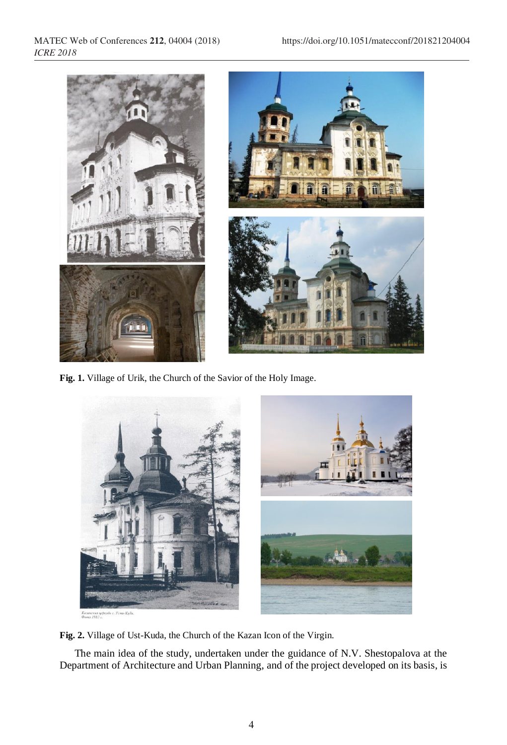**Fig. 1.** Village of Urik, the Church of the Savior of the Holy Image.

**Fig. 2.** Village of Ust-Kuda, the Church of the Kazan Icon of the Virgin.

The main idea of the study, undertaken under the guidance of N.V. Shestopalova at the Department of Architecture and Urban Planning, and of the project developed on its basis, is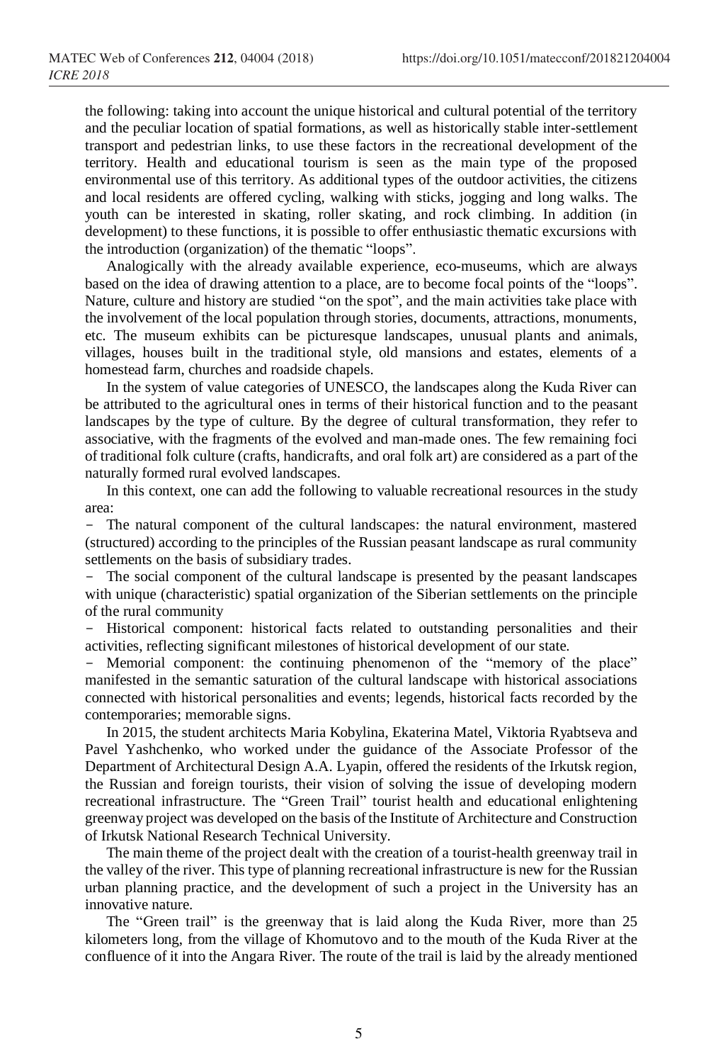the following: taking into account the unique historical and cultural potential of the territory and the peculiar location of spatial formations, as well as historically stable inter-settlement transport and pedestrian links, to use these factors in the recreational development of the territory. Health and educational tourism is seen as the main type of the proposed environmental use of this territory. As additional types of the outdoor activities, the citizens and local residents are offered cycling, walking with sticks, jogging and long walks. The youth can be interested in skating, roller skating, and rock climbing. In addition (in development) to these functions, it is possible to offer enthusiastic thematic excursions with the introduction (organization) of the thematic "loops".

Analogically with the already available experience, eco-museums, which are always based on the idea of drawing attention to a place, are to become focal points of the "loops". Nature, culture and history are studied "on the spot", and the main activities take place with the involvement of the local population through stories, documents, attractions, monuments, etc. The museum exhibits can be picturesque landscapes, unusual plants and animals, villages, houses built in the traditional style, old mansions and estates, elements of a homestead farm, churches and roadside chapels.

In the system of value categories of UNESCO, the landscapes along the Kuda River can be attributed to the agricultural ones in terms of their historical function and to the peasant landscapes by the type of culture. By the degree of cultural transformation, they refer to associative, with the fragments of the evolved and man-made ones. The few remaining foci of traditional folk culture (crafts, handicrafts, and oral folk art) are considered as a part of the naturally formed rural evolved landscapes.

In this context, one can add the following to valuable recreational resources in the study area:

- The natural component of the cultural landscapes: the natural environment, mastered (structured) according to the principles of the Russian peasant landscape as rural community settlements on the basis of subsidiary trades.
- The social component of the cultural landscape is presented by the peasant landscapes with unique (characteristic) spatial organization of the Siberian settlements on the principle of the rural community
- Historical component: historical facts related to outstanding personalities and their activities, reflecting significant milestones of historical development of our state.
- Memorial component: the continuing phenomenon of the "memory of the place" manifested in the semantic saturation of the cultural landscape with historical associations connected with historical personalities and events; legends, historical facts recorded by the contemporaries; memorable signs.

In 2015, the student architects Maria Kobylina, Ekaterina Matel, Viktoria Ryabtseva and Pavel Yashchenko, who worked under the guidance of the Associate Professor of the Department of Architectural Design A.A. Lyapin, offered the residents of the Irkutsk region, the Russian and foreign tourists, their vision of solving the issue of developing modern recreational infrastructure. The "Green Trail" tourist health and educational enlightening greenway project was developed on the basis of the Institute of Architecture and Construction of Irkutsk National Research Technical University.

The main theme of the project dealt with the creation of a tourist-health greenway trail in the valley of the river. This type of planning recreational infrastructure is new for the Russian urban planning practice, and the development of such a project in the University has an innovative nature.

The "Green trail" is the greenway that is laid along the Kuda River, more than 25 kilometers long, from the village of Khomutovo and to the mouth of the Kuda River at the confluence of it into the Angara River. The route of the trail is laid by the already mentioned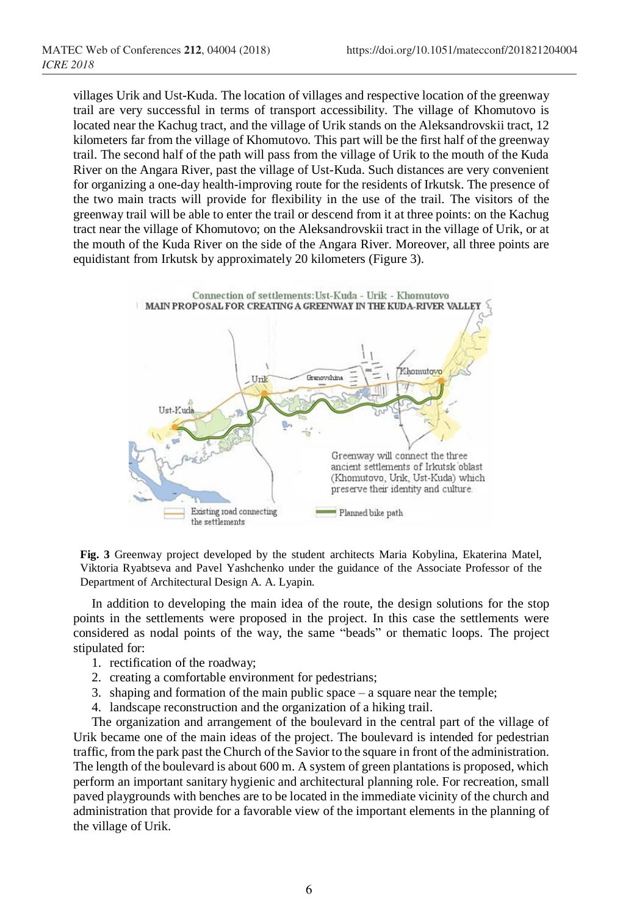villages Urik and Ust-Kuda. The location of villages and respective location of the greenway trail are very successful in terms of transport accessibility. The village of Khomutovo is located near the Kachug tract, and the village of Urik stands on the Aleksandrovskii tract, 12 kilometers far from the village of Khomutovo. This part will be the first half of the greenway trail. The second half of the path will pass from the village of Urik to the mouth of the Kuda River on the Angara River, past the village of Ust-Kuda. Such distances are very convenient for organizing a one-day health-improving route for the residents of Irkutsk. The presence of the two main tracts will provide for flexibility in the use of the trail. The visitors of the greenway trail will be able to enter the trail or descend from it at three points: on the Kachug tract near the village of Khomutovo; on the Aleksandrovskii tract in the village of Urik, or at the mouth of the Kuda River on the side of the Angara River. Moreover, all three points are equidistant from Irkutsk by approximately 20 kilometers (Figure 3).

**Fig. 3** Greenway project developed by the student architects Maria Kobylina, Ekaterina Matel, Viktoria Ryabtseva and Pavel Yashchenko under the guidance of the Associate Professor of the Department of Architectural Design A. A. Lyapin.

In addition to developing the main idea of the route, the design solutions for the stop points in the settlements were proposed in the project. In this case the settlements were considered as nodal points of the way, the same "beads" or thematic loops. The project stipulated for:

1. rectification of the roadway;
2. creating a comfortable environment for pedestrians;
3. shaping and formation of the main public space – a square near the temple;
4. landscape reconstruction and the organization of a hiking trail.

The organization and arrangement of the boulevard in the central part of the village of Urik became one of the main ideas of the project. The boulevard is intended for pedestrian traffic, from the park past the Church of the Savior to the square in front of the administration. The length of the boulevard is about 600 m. A system of green plantations is proposed, which perform an important sanitary hygienic and architectural planning role. For recreation, small paved playgrounds with benches are to be located in the immediate vicinity of the church and administration that provide for a favorable view of the important elements in the planning of the village of Urik.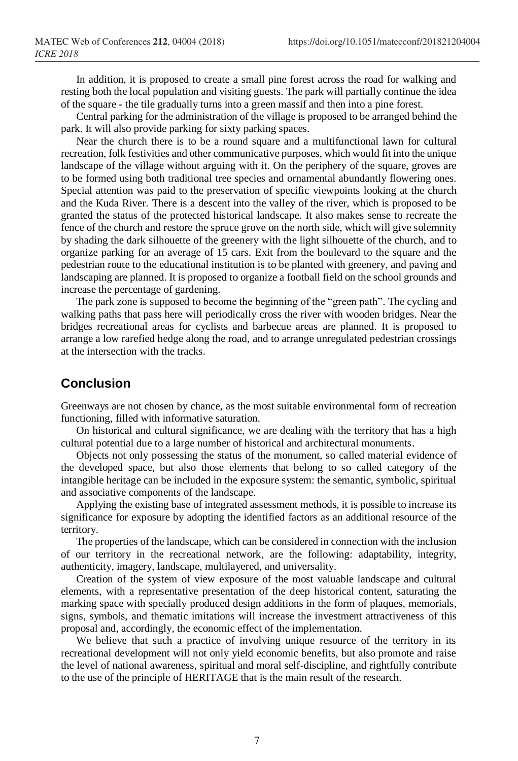In addition, it is proposed to create a small pine forest across the road for walking and resting both the local population and visiting guests. The park will partially continue the idea of the square - the tile gradually turns into a green massif and then into a pine forest.

Central parking for the administration of the village is proposed to be arranged behind the park. It will also provide parking for sixty parking spaces.

Near the church there is to be a round square and a multifunctional lawn for cultural recreation, folk festivities and other communicative purposes, which would fit into the unique landscape of the village without arguing with it. On the periphery of the square, groves are to be formed using both traditional tree species and ornamental abundantly flowering ones. Special attention was paid to the preservation of specific viewpoints looking at the church and the Kuda River. There is a descent into the valley of the river, which is proposed to be granted the status of the protected historical landscape. It also makes sense to recreate the fence of the church and restore the spruce grove on the north side, which will give solemnity by shading the dark silhouette of the greenery with the light silhouette of the church, and to organize parking for an average of 15 cars. Exit from the boulevard to the square and the pedestrian route to the educational institution is to be planted with greenery, and paving and landscaping are planned. It is proposed to organize a football field on the school grounds and increase the percentage of gardening.

The park zone is supposed to become the beginning of the "green path". The cycling and walking paths that pass here will periodically cross the river with wooden bridges. Near the bridges recreational areas for cyclists and barbecue areas are planned. It is proposed to arrange a low rarefied hedge along the road, and to arrange unregulated pedestrian crossings at the intersection with the tracks.

## Conclusion

Greenways are not chosen by chance, as the most suitable environmental form of recreation functioning, filled with informative saturation.

On historical and cultural significance, we are dealing with the territory that has a high cultural potential due to a large number of historical and architectural monuments.

Objects not only possessing the status of the monument, so called material evidence of the developed space, but also those elements that belong to so called category of the intangible heritage can be included in the exposure system: the semantic, symbolic, spiritual and associative components of the landscape.

Applying the existing base of integrated assessment methods, it is possible to increase its significance for exposure by adopting the identified factors as an additional resource of the territory.

The properties of the landscape, which can be considered in connection with the inclusion of our territory in the recreational network, are the following: adaptability, integrity, authenticity, imagery, landscape, multilayered, and universality.

Creation of the system of view exposure of the most valuable landscape and cultural elements, with a representative presentation of the deep historical content, saturating the marking space with specially produced design additions in the form of plaques, memorials, signs, symbols, and thematic imitations will increase the investment attractiveness of this proposal and, accordingly, the economic effect of the implementation.

We believe that such a practice of involving unique resource of the territory in its recreational development will not only yield economic benefits, but also promote and raise the level of national awareness, spiritual and moral self-discipline, and rightfully contribute to the use of the principle of HERITAGE that is the main result of the research.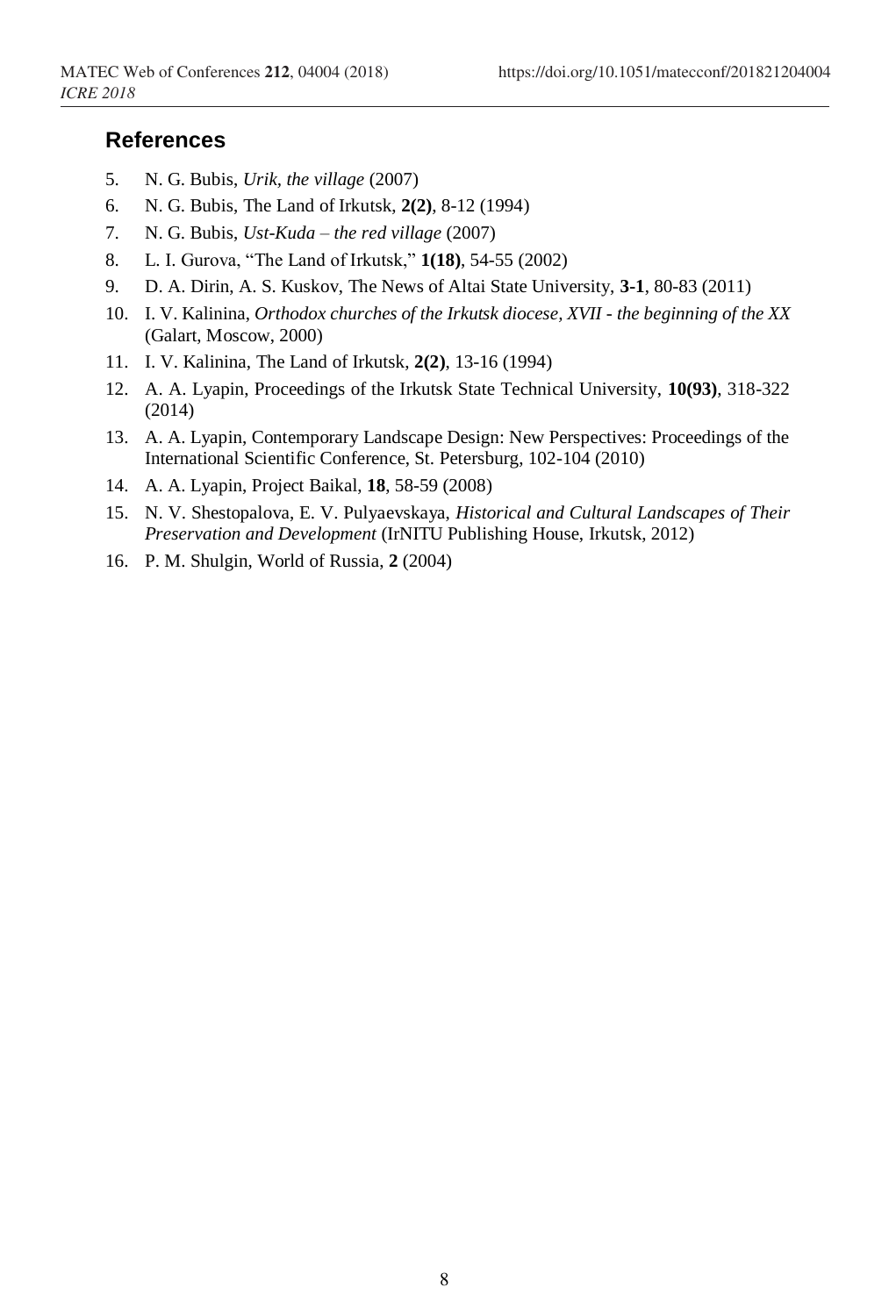## References

5. N. G. Bubis, *Urik, the village* (2007)
6. N. G. Bubis, The Land of Irkutsk, **2(2)**, 8-12 (1994)
7. N. G. Bubis, *Ust-Kuda – the red village* (2007)
8. L. I. Gurova, "The Land of Irkutsk," **1(18)**, 54-55 (2002)
9. D. A. Dirin, A. S. Kuskov, The News of Altai State University, **3-1**, 80-83 (2011)
10. I. V. Kalinina, *Orthodox churches of the Irkutsk diocese, XVII - the beginning of the XX* (Galart, Moscow, 2000)
11. I. V. Kalinina, The Land of Irkutsk, **2(2)**, 13-16 (1994)
12. A. A. Lyapin, Proceedings of the Irkutsk State Technical University, **10(93)**, 318-322 (2014)
13. A. A. Lyapin, Contemporary Landscape Design: New Perspectives: Proceedings of the International Scientific Conference, St. Petersburg, 102-104 (2010)
14. A. A. Lyapin, Project Baikal, **18**, 58-59 (2008)
15. N. V. Shestopalova, E. V. Pulyaevskaya, *Historical and Cultural Landscapes of Their Preservation and Development* (IrNITU Publishing House, Irkutsk, 2012)
16. P. M. Shulgin, World of Russia, **2** (2004)